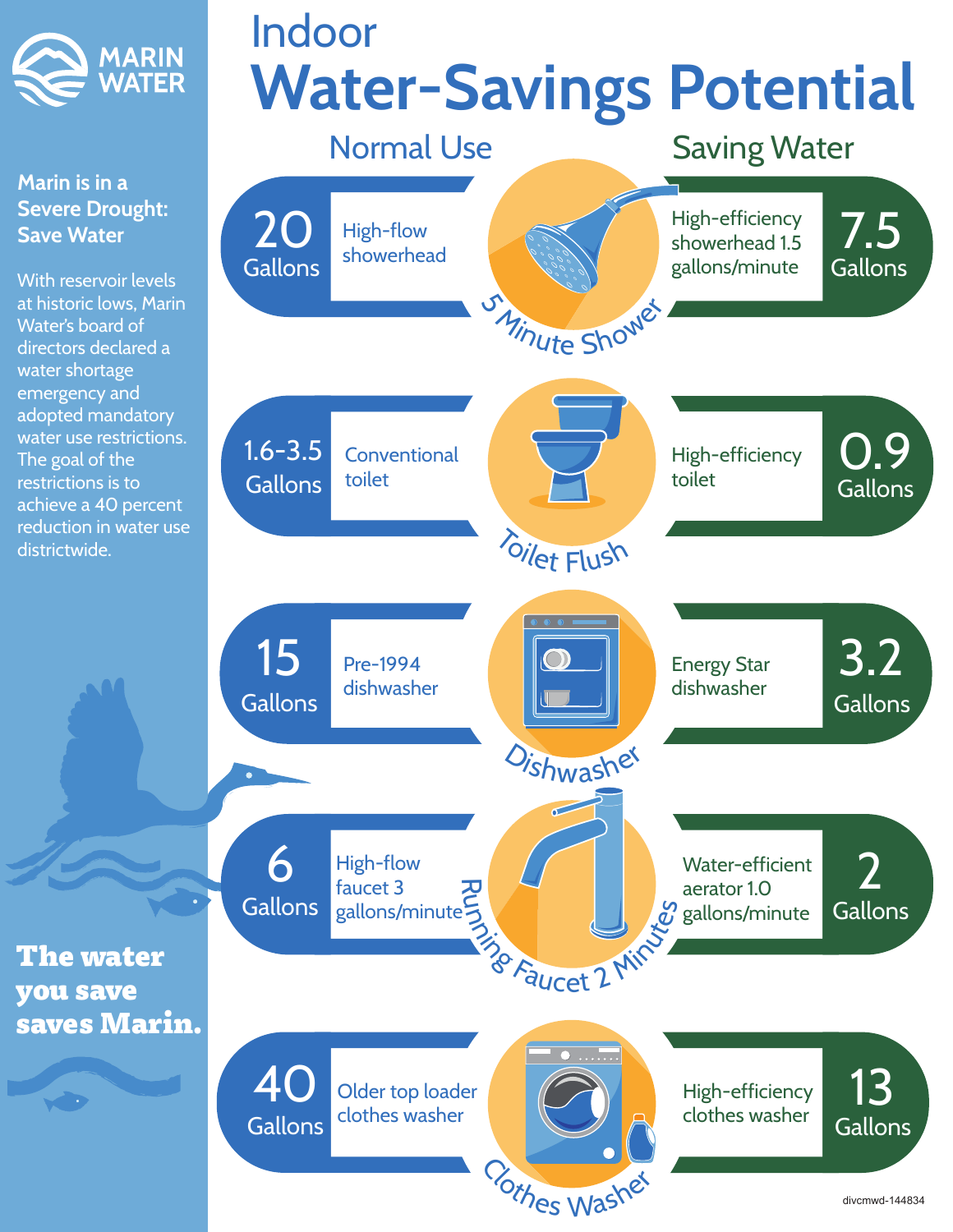MARIN WATER

# Indoor
# Water-Savings Potential

**Marin is in a Severe Drought: Save Water**

With reservoir levels at historic lows, Marin Water's board of directors declared a water shortage emergency and adopted mandatory water use restrictions. The goal of the restrictions is to achieve a 40 percent reduction in water use districtwide.

| Normal Use | | | Saving Water | |
| --- | --- | --- | --- | --- |
| 20 Gallons | High-flow showerhead | 5 Minute Shower | High-efficiency showerhead 1.5 gallons/minute | 7.5 Gallons |
| 1.6-3.5 Gallons | Conventional toilet | Toilet Flush | High-efficiency toilet | 0.9 Gallons |
| 15 Gallons | Pre-1994 dishwasher | Dishwasher | Energy Star dishwasher | 3.2 Gallons |
| 6 Gallons | High-flow faucet 3 gallons/minute | Running Faucet 2 Minutes | Water-efficient aerator 1.0 gallons/minute | 2 Gallons |
| 40 Gallons | Older top loader clothes washer | Clothes Washer | High-efficiency clothes washer | 13 Gallons |

**The water you save saves Marin.**

divcmwd-144834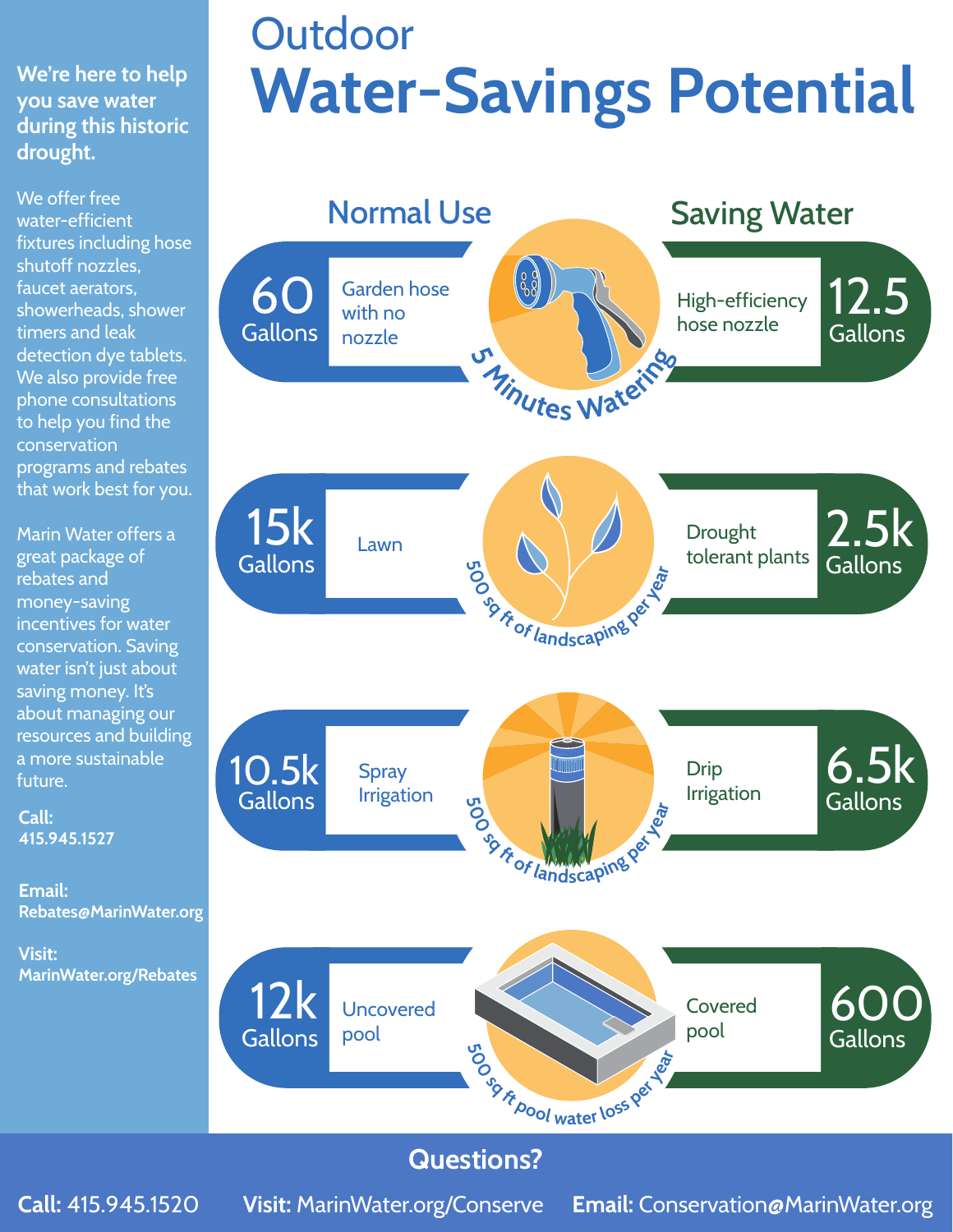# Outdoor Water-Savings Potential

**We're here to help you save water during this historic drought.**

We offer free water-efficient fixtures including hose shutoff nozzles, faucet aerators, showerheads, shower timers and leak detection dye tablets. We also provide free phone consultations to help you find the conservation programs and rebates that work best for you.

Marin Water offers a great package of rebates and money-saving incentives for water conservation. Saving water isn't just about saving money. It's about managing our resources and building a more sustainable future.

**Call:** 415.945.1527

**Email:** Rebates@MarinWater.org

**Visit:** MarinWater.org/Rebates

## Normal Use / Saving Water

**5 Minutes Watering**

60 Gallons — Garden hose with no nozzle

High-efficiency hose nozzle — 12.5 Gallons

**500 sq ft of landscaping per year**

15k Gallons — Lawn

Drought tolerant plants — 2.5k Gallons

**500 sq ft of landscaping per year**

10.5k Gallons — Spray Irrigation

Drip Irrigation — 6.5k Gallons

**500 sq ft pool water loss per year**

12k Gallons — Uncovered pool

Covered pool — 600 Gallons

## Questions?

**Call:** 415.945.1520 **Visit:** MarinWater.org/Conserve **Email:** Conservation@MarinWater.org